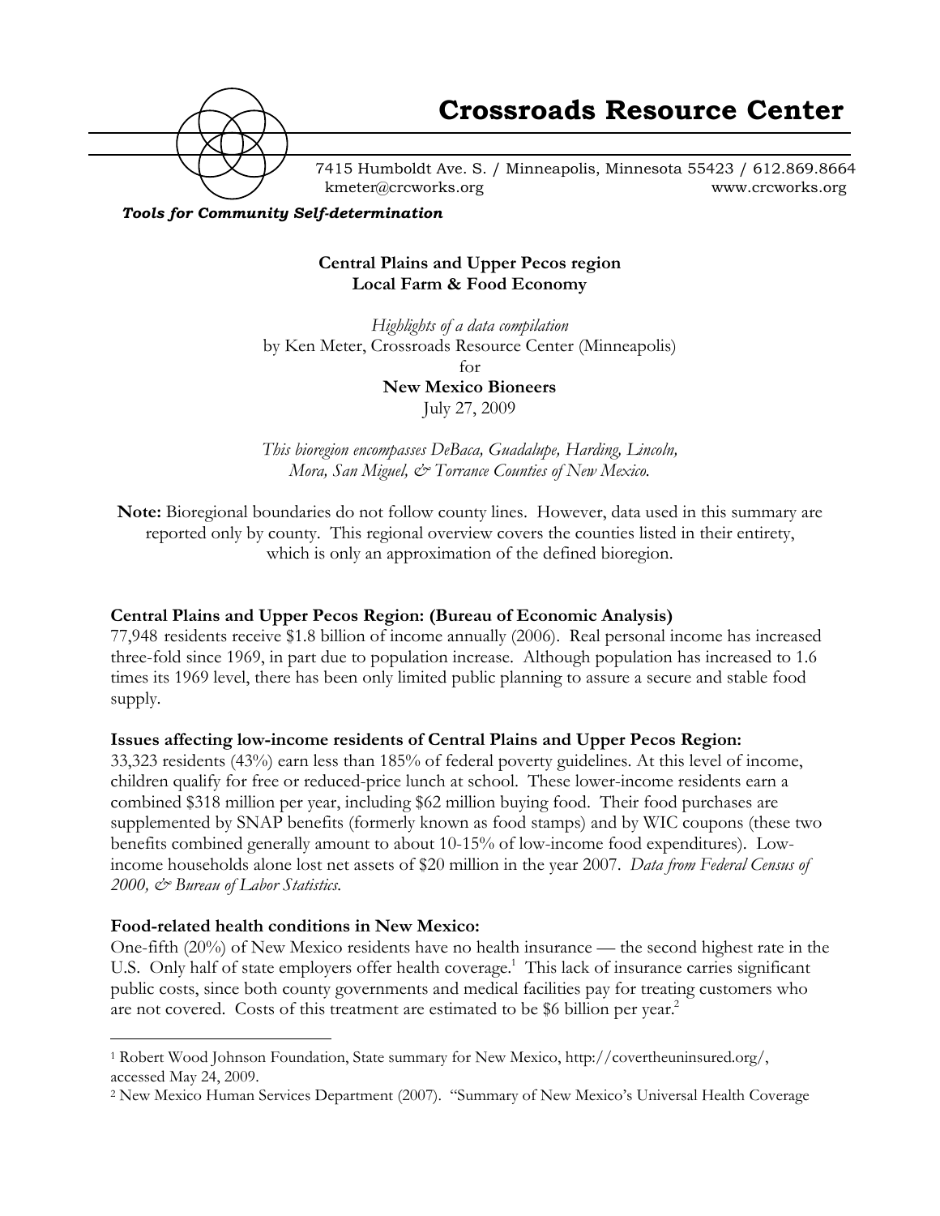# Crossroads Resource Center

7415 Humboldt Ave. S. / Minneapolis, Minnesota 55423 / 612.869.8664
kmeter@crcworks.org www.crcworks.org

***Tools for Community Self-determination***

**Central Plains and Upper Pecos region**
**Local Farm & Food Economy**

*Highlights of a data compilation*
by Ken Meter, Crossroads Resource Center (Minneapolis)
for
**New Mexico Bioneers**
July 27, 2009

*This bioregion encompasses DeBaca, Guadalupe, Harding, Lincoln, Mora, San Miguel, & Torrance Counties of New Mexico.*

**Note:** Bioregional boundaries do not follow county lines. However, data used in this summary are reported only by county. This regional overview covers the counties listed in their entirety, which is only an approximation of the defined bioregion.

**Central Plains and Upper Pecos Region: (Bureau of Economic Analysis)**

77,948 residents receive $1.8 billion of income annually (2006). Real personal income has increased three-fold since 1969, in part due to population increase. Although population has increased to 1.6 times its 1969 level, there has been only limited public planning to assure a secure and stable food supply.

**Issues affecting low-income residents of Central Plains and Upper Pecos Region:**

33,323 residents (43%) earn less than 185% of federal poverty guidelines. At this level of income, children qualify for free or reduced-price lunch at school. These lower-income residents earn a combined $318 million per year, including $62 million buying food. Their food purchases are supplemented by SNAP benefits (formerly known as food stamps) and by WIC coupons (these two benefits combined generally amount to about 10-15% of low-income food expenditures). Low-income households alone lost net assets of $20 million in the year 2007. *Data from Federal Census of 2000, & Bureau of Labor Statistics.*

**Food-related health conditions in New Mexico:**

One-fifth (20%) of New Mexico residents have no health insurance — the second highest rate in the U.S. Only half of state employers offer health coverage.[1] This lack of insurance carries significant public costs, since both county governments and medical facilities pay for treating customers who are not covered. Costs of this treatment are estimated to be $6 billion per year.[2]

---

[1] Robert Wood Johnson Foundation, State summary for New Mexico, http://covertheuninsured.org/, accessed May 24, 2009.

[2] New Mexico Human Services Department (2007). "Summary of New Mexico's Universal Health Coverage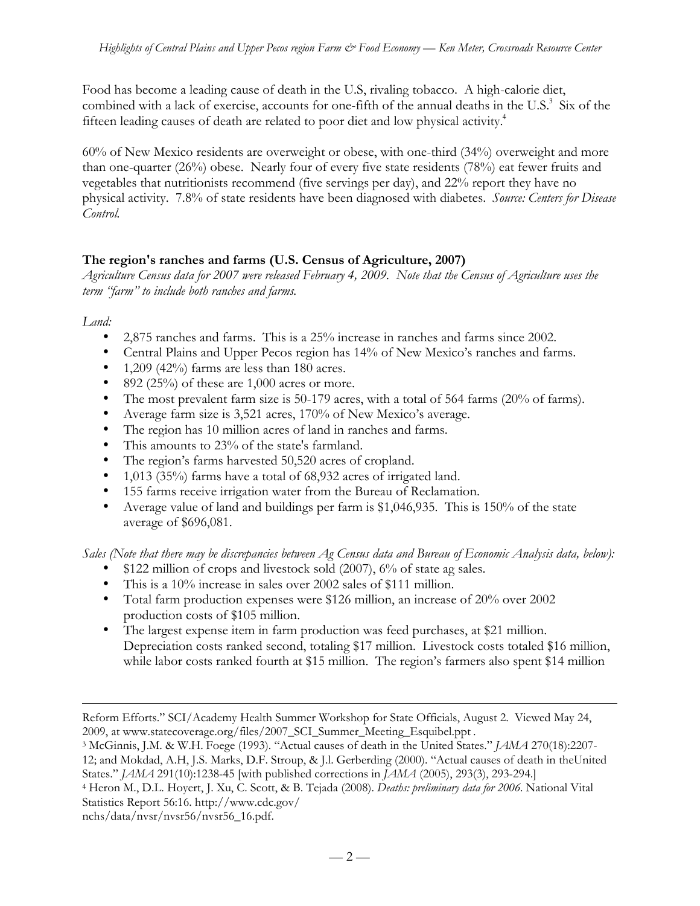Food has become a leading cause of death in the U.S, rivaling tobacco. A high-calorie diet, combined with a lack of exercise, accounts for one-fifth of the annual deaths in the U.S.[3] Six of the fifteen leading causes of death are related to poor diet and low physical activity.[4]

60% of New Mexico residents are overweight or obese, with one-third (34%) overweight and more than one-quarter (26%) obese. Nearly four of every five state residents (78%) eat fewer fruits and vegetables that nutritionists recommend (five servings per day), and 22% report they have no physical activity. 7.8% of state residents have been diagnosed with diabetes. *Source: Centers for Disease Control.*

**The region's ranches and farms (U.S. Census of Agriculture, 2007)**

*Agriculture Census data for 2007 were released February 4, 2009. Note that the Census of Agriculture uses the term "farm" to include both ranches and farms.*

*Land:*

- 2,875 ranches and farms. This is a 25% increase in ranches and farms since 2002.
- Central Plains and Upper Pecos region has 14% of New Mexico's ranches and farms.
- 1,209 (42%) farms are less than 180 acres.
- 892 (25%) of these are 1,000 acres or more.
- The most prevalent farm size is 50-179 acres, with a total of 564 farms (20% of farms).
- Average farm size is 3,521 acres, 170% of New Mexico's average.
- The region has 10 million acres of land in ranches and farms.
- This amounts to 23% of the state's farmland.
- The region's farms harvested 50,520 acres of cropland.
- 1,013 (35%) farms have a total of 68,932 acres of irrigated land.
- 155 farms receive irrigation water from the Bureau of Reclamation.
- Average value of land and buildings per farm is $1,046,935. This is 150% of the state average of $696,081.

*Sales (Note that there may be discrepancies between Ag Census data and Bureau of Economic Analysis data, below):*

- $122 million of crops and livestock sold (2007), 6% of state ag sales.
- This is a 10% increase in sales over 2002 sales of $111 million.
- Total farm production expenses were $126 million, an increase of 20% over 2002 production costs of $105 million.
- The largest expense item in farm production was feed purchases, at $21 million. Depreciation costs ranked second, totaling $17 million. Livestock costs totaled $16 million, while labor costs ranked fourth at $15 million. The region's farmers also spent $14 million

---

Reform Efforts." SCI/Academy Health Summer Workshop for State Officials, August 2. Viewed May 24, 2009, at www.statecoverage.org/files/2007_SCI_Summer_Meeting_Esquibel.ppt .

[3] McGinnis, J.M. & W.H. Foege (1993). "Actual causes of death in the United States." *JAMA* 270(18):2207-12; and Mokdad, A.H, J.S. Marks, D.F. Stroup, & J.l. Gerberding (2000). "Actual causes of death in theUnited States." *JAMA* 291(10):1238-45 [with published corrections in *JAMA* (2005), 293(3), 293-294.]

[4] Heron M., D.L. Hoyert, J. Xu, C. Scott, & B. Tejada (2008). *Deaths: preliminary data for 2006*. National Vital Statistics Report 56:16. http://www.cdc.gov/nchs/data/nvsr/nvsr56/nvsr56_16.pdf.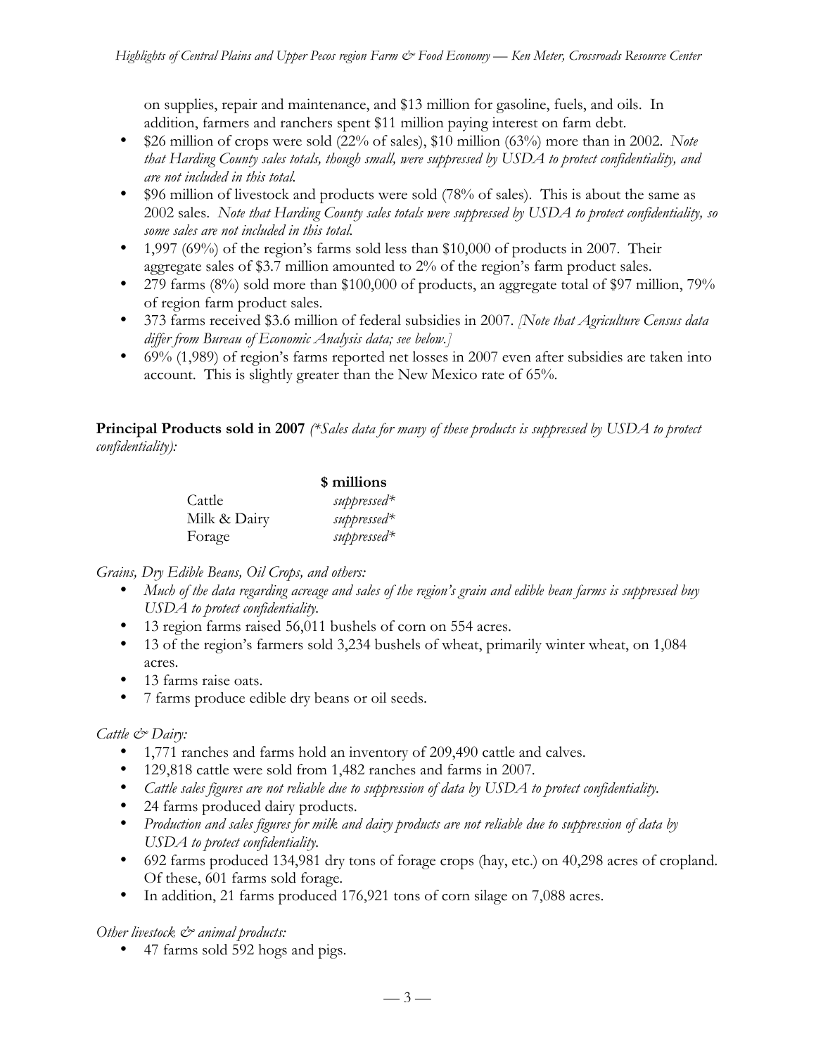on supplies, repair and maintenance, and $13 million for gasoline, fuels, and oils. In addition, farmers and ranchers spent $11 million paying interest on farm debt.

- $26 million of crops were sold (22% of sales), $10 million (63%) more than in 2002. *Note that Harding County sales totals, though small, were suppressed by USDA to protect confidentiality, and are not included in this total.*
- $96 million of livestock and products were sold (78% of sales). This is about the same as 2002 sales. *Note that Harding County sales totals were suppressed by USDA to protect confidentiality, so some sales are not included in this total.*
- 1,997 (69%) of the region's farms sold less than $10,000 of products in 2007. Their aggregate sales of $3.7 million amounted to 2% of the region's farm product sales.
- 279 farms (8%) sold more than $100,000 of products, an aggregate total of $97 million, 79% of region farm product sales.
- 373 farms received $3.6 million of federal subsidies in 2007. *[Note that Agriculture Census data differ from Bureau of Economic Analysis data; see below.]*
- 69% (1,989) of region's farms reported net losses in 2007 even after subsidies are taken into account. This is slightly greater than the New Mexico rate of 65%.

**Principal Products sold in 2007** *(\*Sales data for many of these products is suppressed by USDA to protect confidentiality):*

| | **$ millions** |
|---|---|
| Cattle | *suppressed\** |
| Milk & Dairy | *suppressed\** |
| Forage | *suppressed\** |

*Grains, Dry Edible Beans, Oil Crops, and others:*

- *Much of the data regarding acreage and sales of the region's grain and edible bean farms is suppressed buy USDA to protect confidentiality.*
- 13 region farms raised 56,011 bushels of corn on 554 acres.
- 13 of the region's farmers sold 3,234 bushels of wheat, primarily winter wheat, on 1,084 acres.
- 13 farms raise oats.
- 7 farms produce edible dry beans or oil seeds.

*Cattle & Dairy:*

- 1,771 ranches and farms hold an inventory of 209,490 cattle and calves.
- 129,818 cattle were sold from 1,482 ranches and farms in 2007.
- *Cattle sales figures are not reliable due to suppression of data by USDA to protect confidentiality.*
- 24 farms produced dairy products.
- *Production and sales figures for milk and dairy products are not reliable due to suppression of data by USDA to protect confidentiality.*
- 692 farms produced 134,981 dry tons of forage crops (hay, etc.) on 40,298 acres of cropland. Of these, 601 farms sold forage.
- In addition, 21 farms produced 176,921 tons of corn silage on 7,088 acres.

*Other livestock & animal products:*

- 47 farms sold 592 hogs and pigs.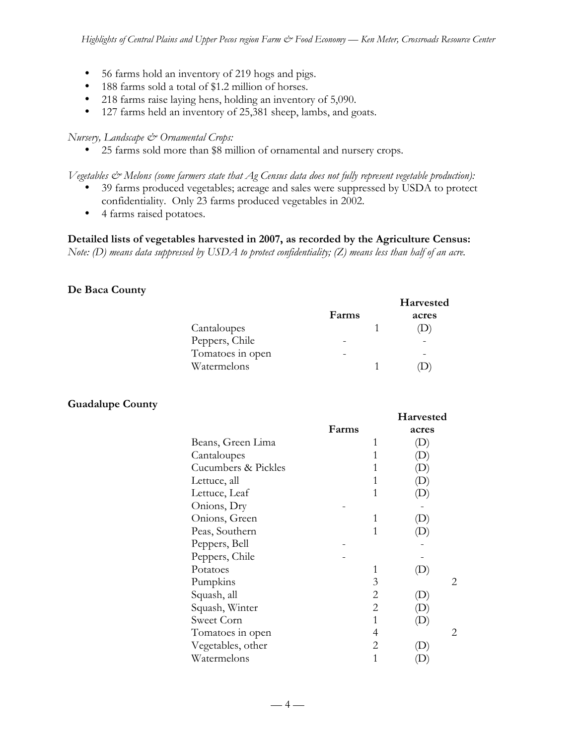- 56 farms hold an inventory of 219 hogs and pigs.
- 188 farms sold a total of $1.2 million of horses.
- 218 farms raise laying hens, holding an inventory of 5,090.
- 127 farms held an inventory of 25,381 sheep, lambs, and goats.

*Nursery, Landscape & Ornamental Crops:*

- 25 farms sold more than $8 million of ornamental and nursery crops.

*Vegetables & Melons (some farmers state that Ag Census data does not fully represent vegetable production):*

- 39 farms produced vegetables; acreage and sales were suppressed by USDA to protect confidentiality. Only 23 farms produced vegetables in 2002.
- 4 farms raised potatoes.

**Detailed lists of vegetables harvested in 2007, as recorded by the Agriculture Census:**

*Note: (D) means data suppressed by USDA to protect confidentiality; (Z) means less than half of an acre.*

**De Baca County**

| | Farms | Harvested acres |
|---|---|---|
| Cantaloupes | 1 | (D) |
| Peppers, Chile | - | - |
| Tomatoes in open | - | - |
| Watermelons | 1 | (D) |

**Guadalupe County**

| | Farms | Harvested acres |
|---|---|---|
| Beans, Green Lima | 1 | (D) |
| Cantaloupes | 1 | (D) |
| Cucumbers & Pickles | 1 | (D) |
| Lettuce, all | 1 | (D) |
| Lettuce, Leaf | 1 | (D) |
| Onions, Dry | - | - |
| Onions, Green | 1 | (D) |
| Peas, Southern | 1 | (D) |
| Peppers, Bell | - | - |
| Peppers, Chile | - | - |
| Potatoes | 1 | (D) |
| Pumpkins | 3 | 2 |
| Squash, all | 2 | (D) |
| Squash, Winter | 2 | (D) |
| Sweet Corn | 1 | (D) |
| Tomatoes in open | 4 | 2 |
| Vegetables, other | 2 | (D) |
| Watermelons | 1 | (D) |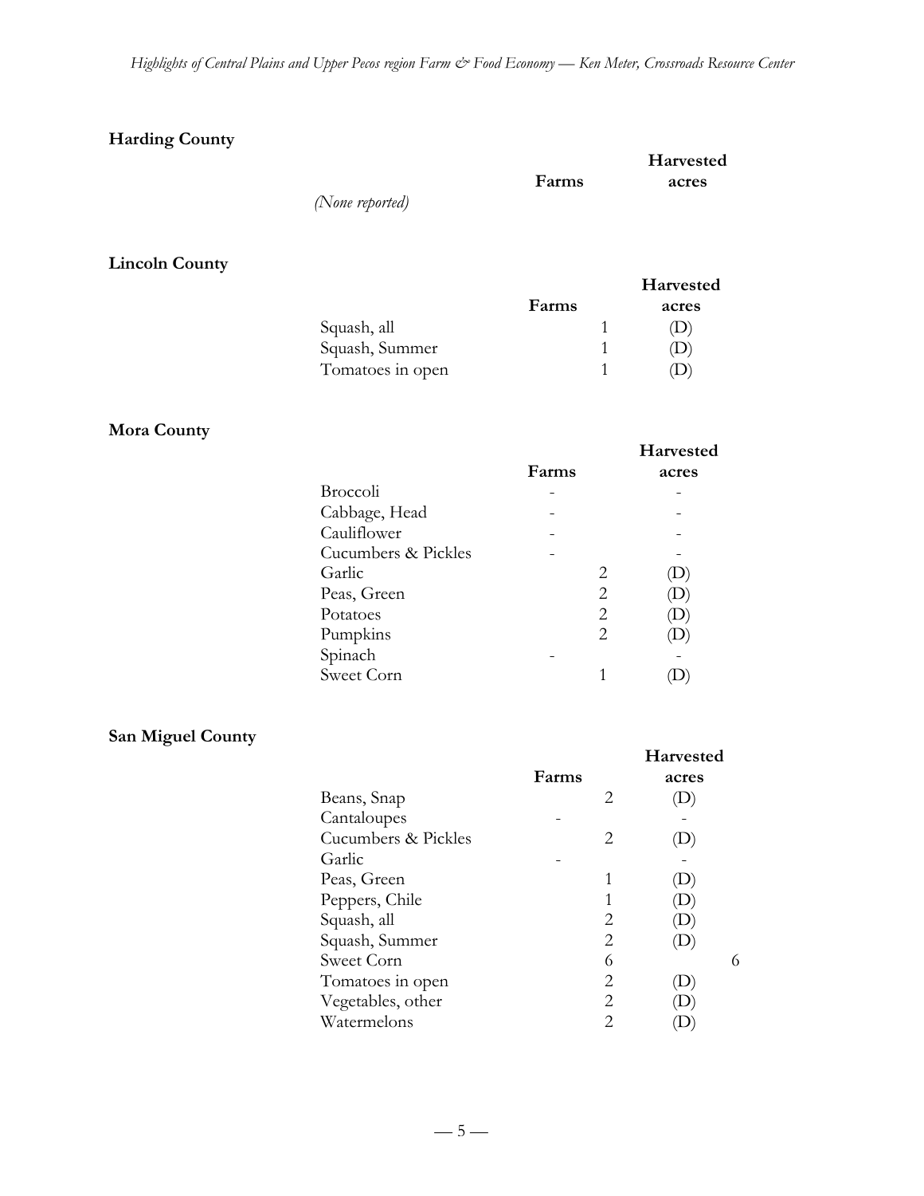**Harding County**

| | Farms | Harvested acres |
|---|---|---|
| *(None reported)* | | |

**Lincoln County**

| | Farms | Harvested acres |
|---|---|---|
| Squash, all | 1 | (D) |
| Squash, Summer | 1 | (D) |
| Tomatoes in open | 1 | (D) |

**Mora County**

| | Farms | Harvested acres |
|---|---|---|
| Broccoli | - | - |
| Cabbage, Head | - | - |
| Cauliflower | - | - |
| Cucumbers & Pickles | - | - |
| Garlic | 2 | (D) |
| Peas, Green | 2 | (D) |
| Potatoes | 2 | (D) |
| Pumpkins | 2 | (D) |
| Spinach | - | - |
| Sweet Corn | 1 | (D) |

**San Miguel County**

| | Farms | Harvested acres |
|---|---|---|
| Beans, Snap | 2 | (D) |
| Cantaloupes | - | - |
| Cucumbers & Pickles | 2 | (D) |
| Garlic | - | - |
| Peas, Green | 1 | (D) |
| Peppers, Chile | 1 | (D) |
| Squash, all | 2 | (D) |
| Squash, Summer | 2 | (D) |
| Sweet Corn | 6 | 6 |
| Tomatoes in open | 2 | (D) |
| Vegetables, other | 2 | (D) |
| Watermelons | 2 | (D) |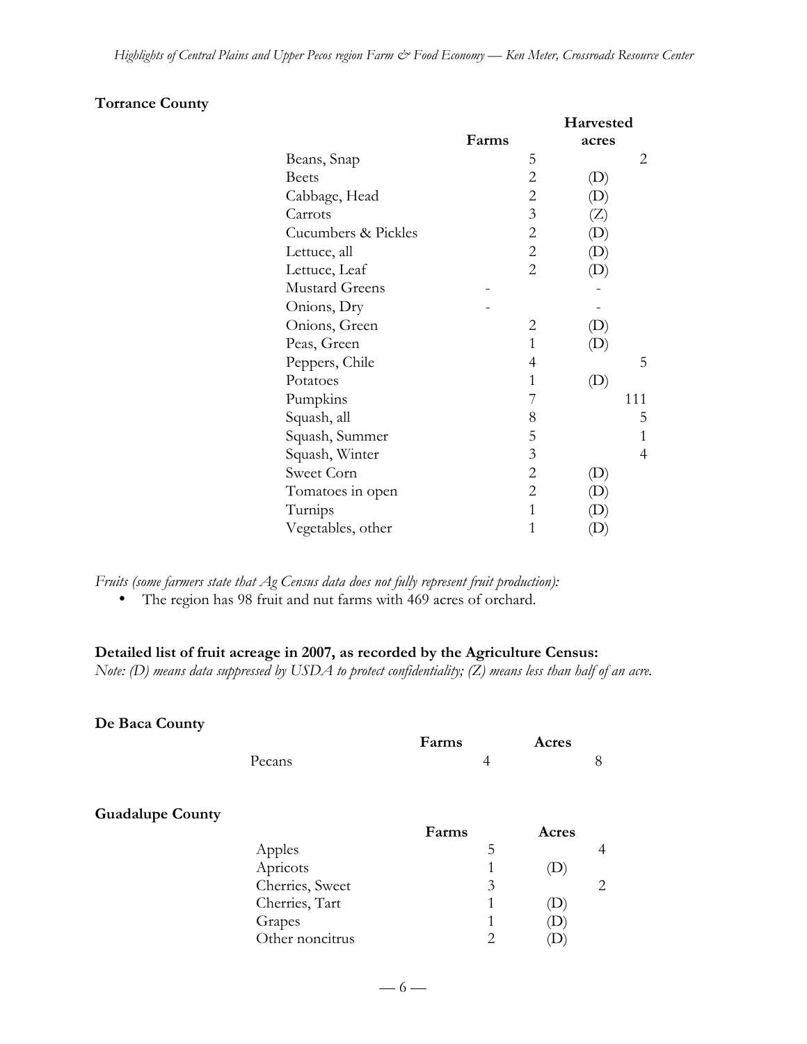**Torrance County**

| | Farms | Harvested acres |
|---|---|---|
| Beans, Snap | 5 | 2 |
| Beets | 2 | (D) |
| Cabbage, Head | 2 | (D) |
| Carrots | 3 | (Z) |
| Cucumbers & Pickles | 2 | (D) |
| Lettuce, all | 2 | (D) |
| Lettuce, Leaf | 2 | (D) |
| Mustard Greens | - | - |
| Onions, Dry | - | - |
| Onions, Green | 2 | (D) |
| Peas, Green | 1 | (D) |
| Peppers, Chile | 4 | 5 |
| Potatoes | 1 | (D) |
| Pumpkins | 7 | 111 |
| Squash, all | 8 | 5 |
| Squash, Summer | 5 | 1 |
| Squash, Winter | 3 | 4 |
| Sweet Corn | 2 | (D) |
| Tomatoes in open | 2 | (D) |
| Turnips | 1 | (D) |
| Vegetables, other | 1 | (D) |

*Fruits (some farmers state that Ag Census data does not fully represent fruit production):*

- The region has 98 fruit and nut farms with 469 acres of orchard.

**Detailed list of fruit acreage in 2007, as recorded by the Agriculture Census:**

*Note: (D) means data suppressed by USDA to protect confidentiality; (Z) means less than half of an acre.*

**De Baca County**

| | Farms | Acres |
|---|---|---|
| Pecans | 4 | 8 |

**Guadalupe County**

| | Farms | Acres |
|---|---|---|
| Apples | 5 | 4 |
| Apricots | 1 | (D) |
| Cherries, Sweet | 3 | 2 |
| Cherries, Tart | 1 | (D) |
| Grapes | 1 | (D) |
| Other noncitrus | 2 | (D) |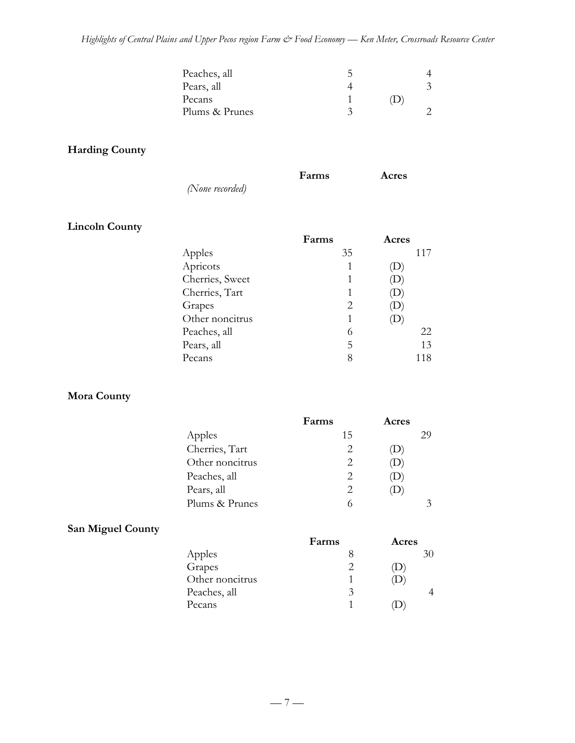| | Farms | Acres |
|---|---|---|
| Peaches, all | 5 | 4 |
| Pears, all | 4 | 3 |
| Pecans | 1 | (D) |
| Plums & Prunes | 3 | 2 |

**Harding County**

| | Farms | Acres |
|---|---|---|
| *(None recorded)* | | |

**Lincoln County**

| | Farms | Acres |
|---|---|---|
| Apples | 35 | 117 |
| Apricots | 1 | (D) |
| Cherries, Sweet | 1 | (D) |
| Cherries, Tart | 1 | (D) |
| Grapes | 2 | (D) |
| Other noncitrus | 1 | (D) |
| Peaches, all | 6 | 22 |
| Pears, all | 5 | 13 |
| Pecans | 8 | 118 |

**Mora County**

| | Farms | Acres |
|---|---|---|
| Apples | 15 | 29 |
| Cherries, Tart | 2 | (D) |
| Other noncitrus | 2 | (D) |
| Peaches, all | 2 | (D) |
| Pears, all | 2 | (D) |
| Plums & Prunes | 6 | 3 |

**San Miguel County**

| | Farms | Acres |
|---|---|---|
| Apples | 8 | 30 |
| Grapes | 2 | (D) |
| Other noncitrus | 1 | (D) |
| Peaches, all | 3 | 4 |
| Pecans | 1 | (D) |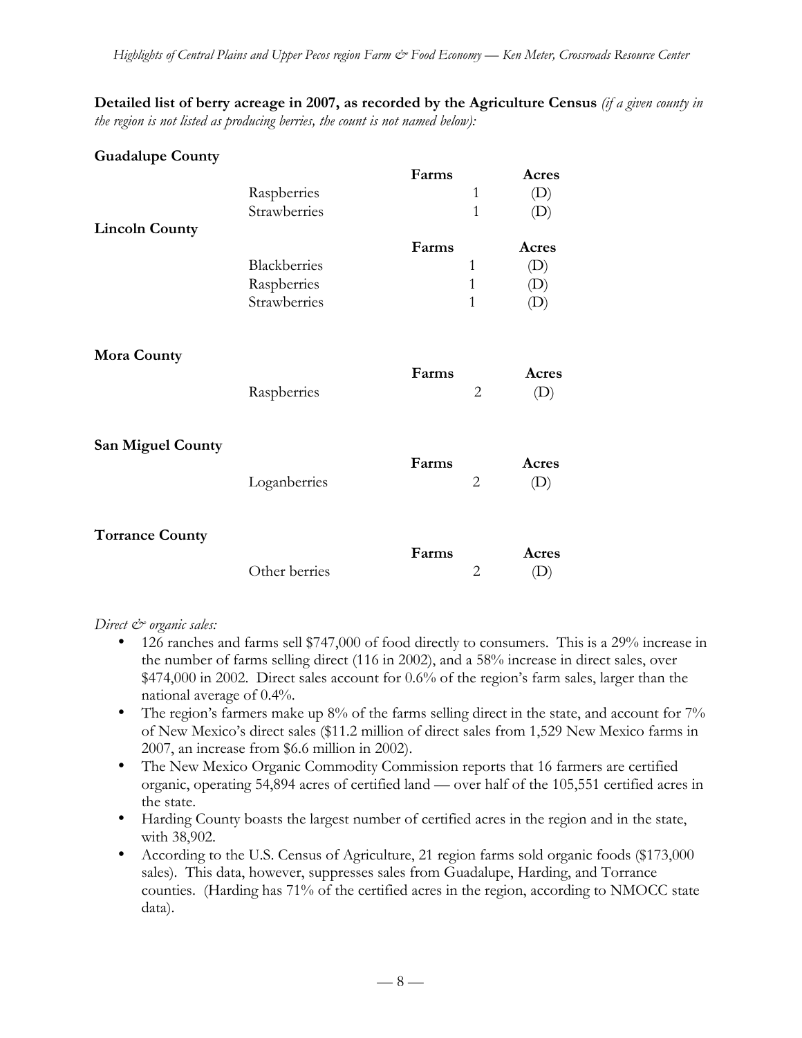**Detailed list of berry acreage in 2007, as recorded by the Agriculture Census** *(if a given county in the region is not listed as producing berries, the count is not named below):*

**Guadalupe County**

| | Farms | Acres |
|---|---|---|
| Raspberries | 1 | (D) |
| Strawberries | 1 | (D) |

**Lincoln County**

| | Farms | Acres |
|---|---|---|
| Blackberries | 1 | (D) |
| Raspberries | 1 | (D) |
| Strawberries | 1 | (D) |

**Mora County**

| | Farms | Acres |
|---|---|---|
| Raspberries | 2 | (D) |

**San Miguel County**

| | Farms | Acres |
|---|---|---|
| Loganberries | 2 | (D) |

**Torrance County**

| | Farms | Acres |
|---|---|---|
| Other berries | 2 | (D) |

*Direct & organic sales:*

- 126 ranches and farms sell $747,000 of food directly to consumers. This is a 29% increase in the number of farms selling direct (116 in 2002), and a 58% increase in direct sales, over $474,000 in 2002. Direct sales account for 0.6% of the region's farm sales, larger than the national average of 0.4%.
- The region's farmers make up 8% of the farms selling direct in the state, and account for 7% of New Mexico's direct sales ($11.2 million of direct sales from 1,529 New Mexico farms in 2007, an increase from $6.6 million in 2002).
- The New Mexico Organic Commodity Commission reports that 16 farmers are certified organic, operating 54,894 acres of certified land — over half of the 105,551 certified acres in the state.
- Harding County boasts the largest number of certified acres in the region and in the state, with 38,902.
- According to the U.S. Census of Agriculture, 21 region farms sold organic foods ($173,000 sales). This data, however, suppresses sales from Guadalupe, Harding, and Torrance counties. (Harding has 71% of the certified acres in the region, according to NMOCC state data).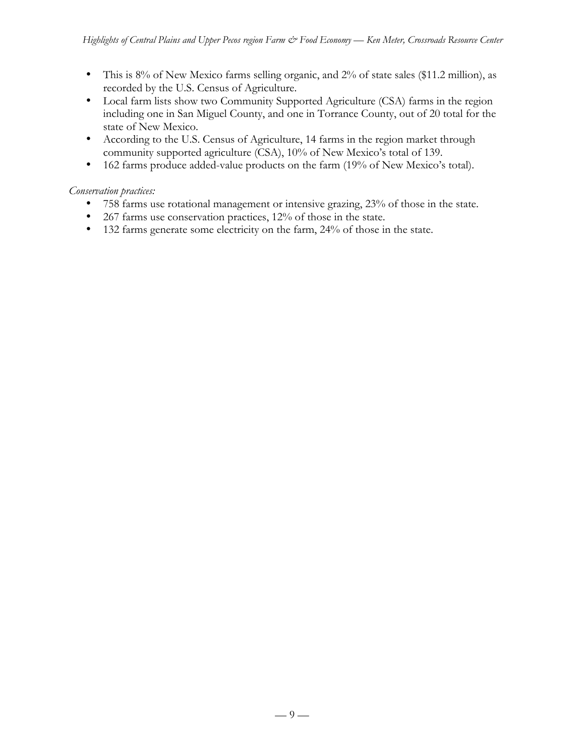- This is 8% of New Mexico farms selling organic, and 2% of state sales ($11.2 million), as recorded by the U.S. Census of Agriculture.
- Local farm lists show two Community Supported Agriculture (CSA) farms in the region including one in San Miguel County, and one in Torrance County, out of 20 total for the state of New Mexico.
- According to the U.S. Census of Agriculture, 14 farms in the region market through community supported agriculture (CSA), 10% of New Mexico's total of 139.
- 162 farms produce added-value products on the farm (19% of New Mexico's total).

*Conservation practices:*

- 758 farms use rotational management or intensive grazing, 23% of those in the state.
- 267 farms use conservation practices, 12% of those in the state.
- 132 farms generate some electricity on the farm, 24% of those in the state.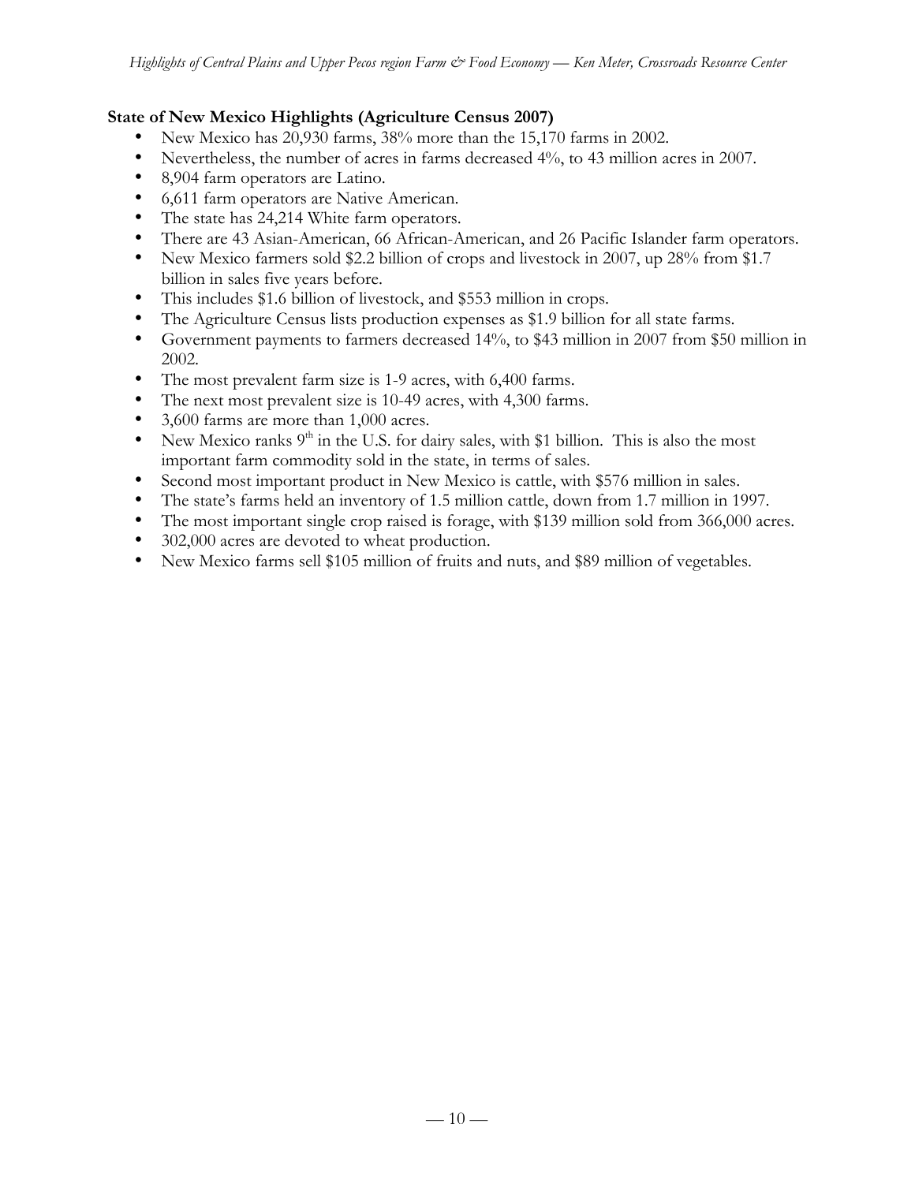**State of New Mexico Highlights (Agriculture Census 2007)**

- New Mexico has 20,930 farms, 38% more than the 15,170 farms in 2002.
- Nevertheless, the number of acres in farms decreased 4%, to 43 million acres in 2007.
- 8,904 farm operators are Latino.
- 6,611 farm operators are Native American.
- The state has 24,214 White farm operators.
- There are 43 Asian-American, 66 African-American, and 26 Pacific Islander farm operators.
- New Mexico farmers sold $2.2 billion of crops and livestock in 2007, up 28% from $1.7 billion in sales five years before.
- This includes $1.6 billion of livestock, and $553 million in crops.
- The Agriculture Census lists production expenses as $1.9 billion for all state farms.
- Government payments to farmers decreased 14%, to $43 million in 2007 from $50 million in 2002.
- The most prevalent farm size is 1-9 acres, with 6,400 farms.
- The next most prevalent size is 10-49 acres, with 4,300 farms.
- 3,600 farms are more than 1,000 acres.
- New Mexico ranks 9th in the U.S. for dairy sales, with $1 billion. This is also the most important farm commodity sold in the state, in terms of sales.
- Second most important product in New Mexico is cattle, with $576 million in sales.
- The state's farms held an inventory of 1.5 million cattle, down from 1.7 million in 1997.
- The most important single crop raised is forage, with $139 million sold from 366,000 acres.
- 302,000 acres are devoted to wheat production.
- New Mexico farms sell $105 million of fruits and nuts, and $89 million of vegetables.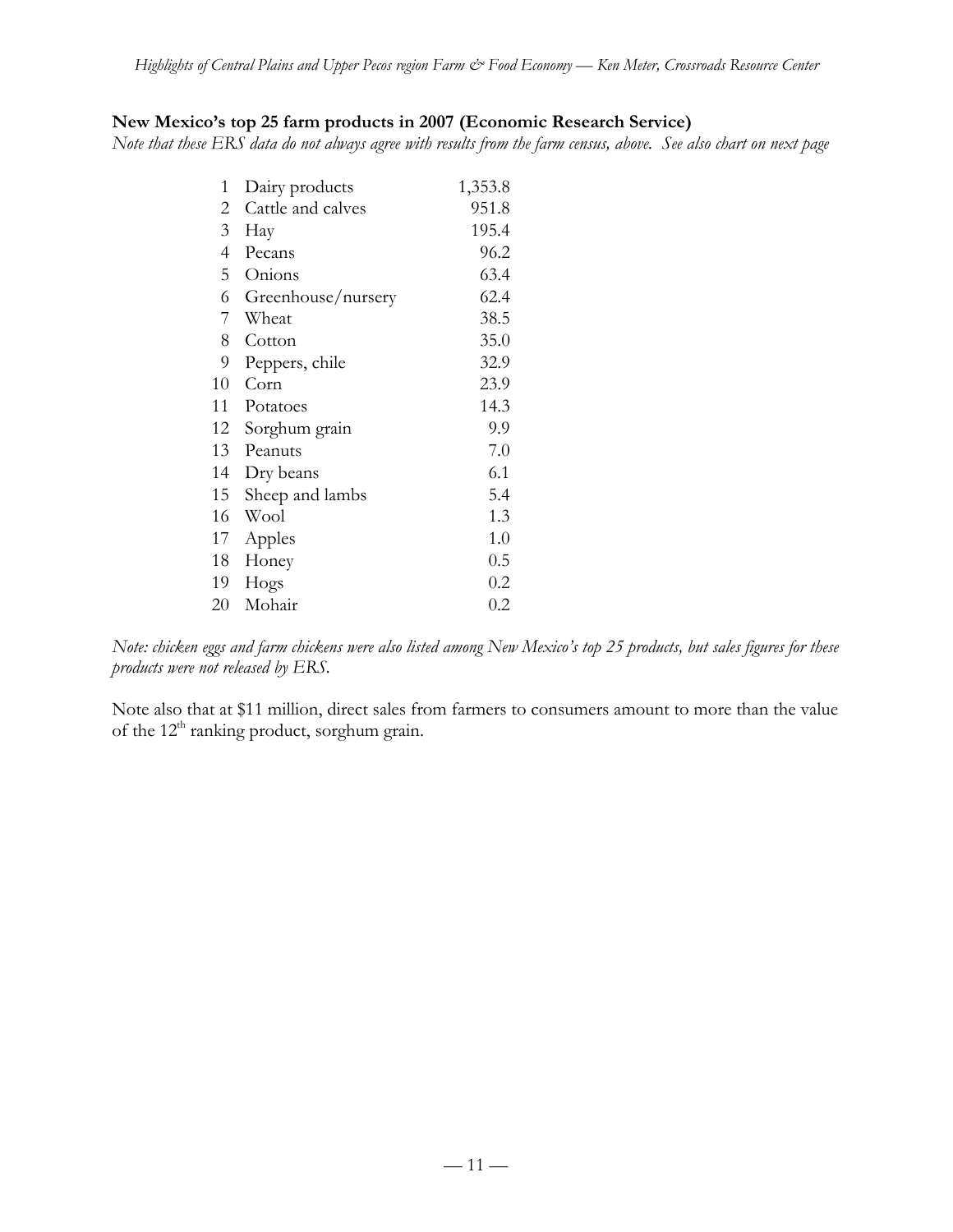**New Mexico's top 25 farm products in 2007 (Economic Research Service)**

*Note that these ERS data do not always agree with results from the farm census, above. See also chart on next page*

| | | |
|---|---|---|
| 1 | Dairy products | 1,353.8 |
| 2 | Cattle and calves | 951.8 |
| 3 | Hay | 195.4 |
| 4 | Pecans | 96.2 |
| 5 | Onions | 63.4 |
| 6 | Greenhouse/nursery | 62.4 |
| 7 | Wheat | 38.5 |
| 8 | Cotton | 35.0 |
| 9 | Peppers, chile | 32.9 |
| 10 | Corn | 23.9 |
| 11 | Potatoes | 14.3 |
| 12 | Sorghum grain | 9.9 |
| 13 | Peanuts | 7.0 |
| 14 | Dry beans | 6.1 |
| 15 | Sheep and lambs | 5.4 |
| 16 | Wool | 1.3 |
| 17 | Apples | 1.0 |
| 18 | Honey | 0.5 |
| 19 | Hogs | 0.2 |
| 20 | Mohair | 0.2 |

*Note: chicken eggs and farm chickens were also listed among New Mexico's top 25 products, but sales figures for these products were not released by ERS.*

Note also that at $11 million, direct sales from farmers to consumers amount to more than the value of the 12th ranking product, sorghum grain.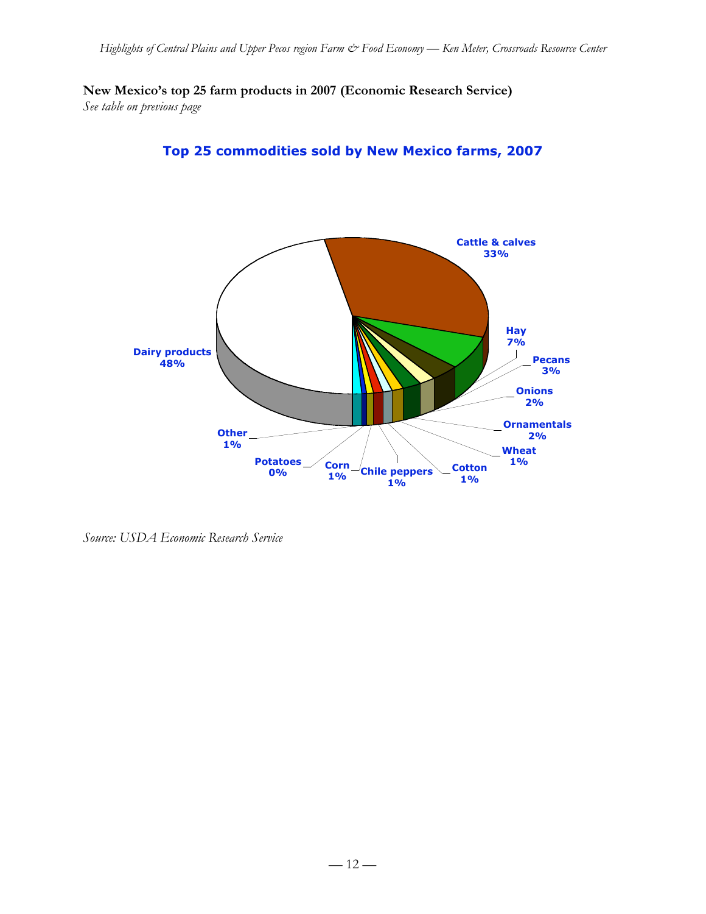**New Mexico's top 25 farm products in 2007 (Economic Research Service)**

*See table on previous page*

**Top 25 commodities sold by New Mexico farms, 2007**

Cattle & calves 33%

Hay 7%

Pecans 3%

Onions 2%

Ornamentals 2%

Wheat 1%

Cotton 1%

Chile peppers 1%

Corn 1%

Potatoes 0%

Other 1%

Dairy products 48%

*Source: USDA Economic Research Service*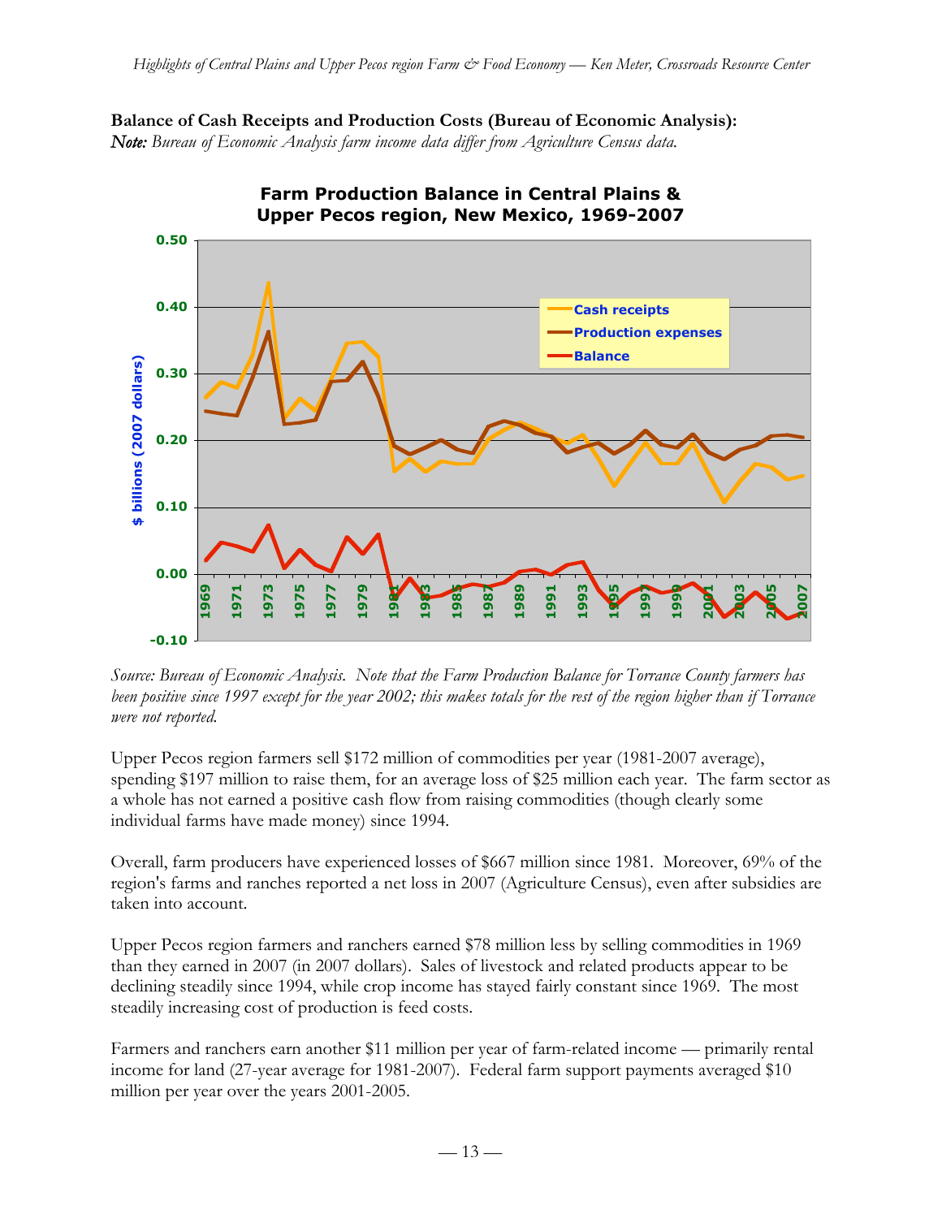**Balance of Cash Receipts and Production Costs (Bureau of Economic Analysis):**
***Note:*** *Bureau of Economic Analysis farm income data differ from Agriculture Census data.*

*Source: Bureau of Economic Analysis. Note that the Farm Production Balance for Torrance County farmers has been positive since 1997 except for the year 2002; this makes totals for the rest of the region higher than if Torrance were not reported.*

Upper Pecos region farmers sell $172 million of commodities per year (1981-2007 average), spending $197 million to raise them, for an average loss of $25 million each year. The farm sector as a whole has not earned a positive cash flow from raising commodities (though clearly some individual farms have made money) since 1994.

Overall, farm producers have experienced losses of $667 million since 1981. Moreover, 69% of the region's farms and ranches reported a net loss in 2007 (Agriculture Census), even after subsidies are taken into account.

Upper Pecos region farmers and ranchers earned $78 million less by selling commodities in 1969 than they earned in 2007 (in 2007 dollars). Sales of livestock and related products appear to be declining steadily since 1994, while crop income has stayed fairly constant since 1969. The most steadily increasing cost of production is feed costs.

Farmers and ranchers earn another $11 million per year of farm-related income — primarily rental income for land (27-year average for 1981-2007). Federal farm support payments averaged $10 million per year over the years 2001-2005.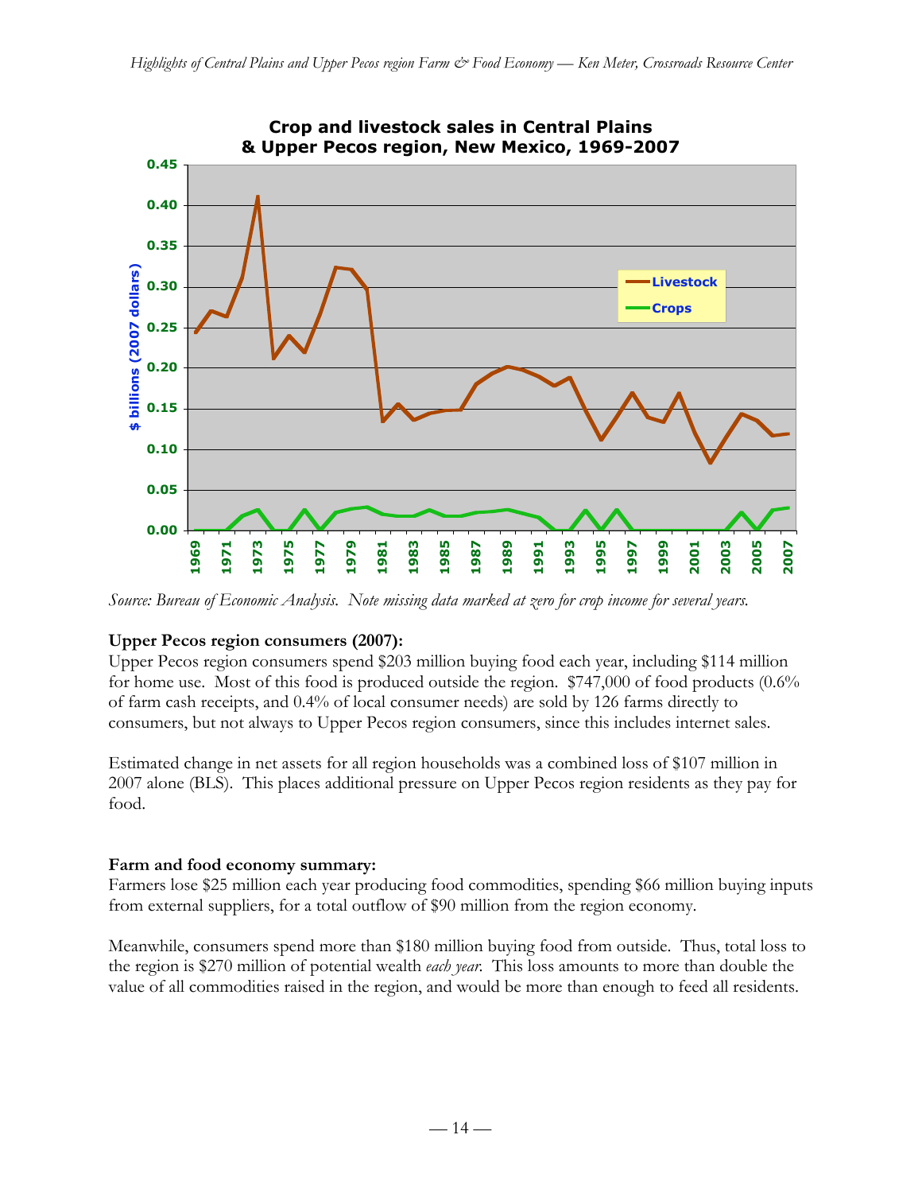**Crop and livestock sales in Central Plains & Upper Pecos region, New Mexico, 1969-2007**

*Source: Bureau of Economic Analysis. Note missing data marked at zero for crop income for several years.*

**Upper Pecos region consumers (2007):**

Upper Pecos region consumers spend $203 million buying food each year, including $114 million for home use. Most of this food is produced outside the region. $747,000 of food products (0.6% of farm cash receipts, and 0.4% of local consumer needs) are sold by 126 farms directly to consumers, but not always to Upper Pecos region consumers, since this includes internet sales.

Estimated change in net assets for all region households was a combined loss of $107 million in 2007 alone (BLS). This places additional pressure on Upper Pecos region residents as they pay for food.

**Farm and food economy summary:**

Farmers lose $25 million each year producing food commodities, spending $66 million buying inputs from external suppliers, for a total outflow of $90 million from the region economy.

Meanwhile, consumers spend more than $180 million buying food from outside. Thus, total loss to the region is $270 million of potential wealth *each year*. This loss amounts to more than double the value of all commodities raised in the region, and would be more than enough to feed all residents.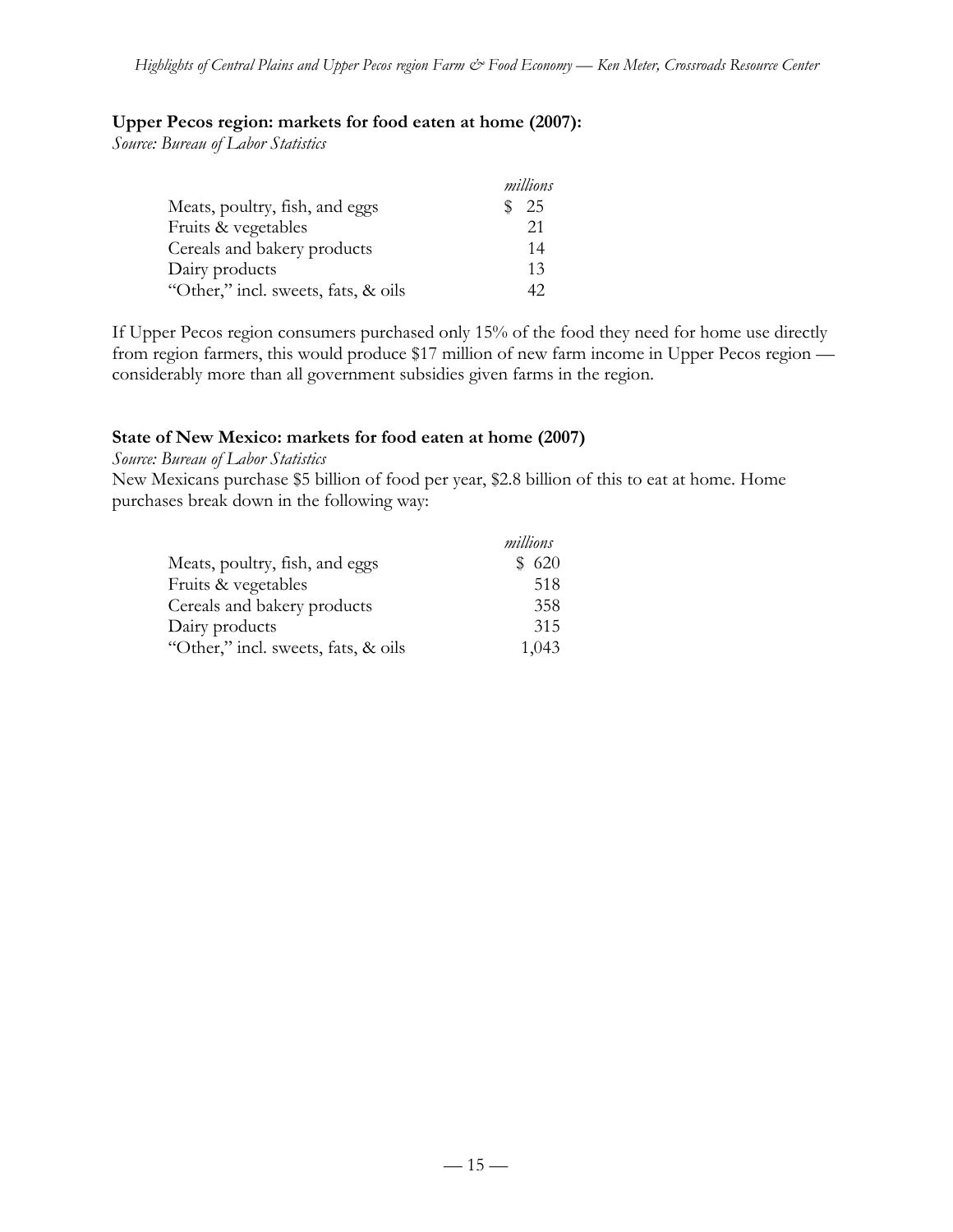**Upper Pecos region: markets for food eaten at home (2007):**

*Source: Bureau of Labor Statistics*

| | *millions* |
|---|---|
| Meats, poultry, fish, and eggs | $ 25 |
| Fruits & vegetables | 21 |
| Cereals and bakery products | 14 |
| Dairy products | 13 |
| "Other," incl. sweets, fats, & oils | 42 |

If Upper Pecos region consumers purchased only 15% of the food they need for home use directly from region farmers, this would produce $17 million of new farm income in Upper Pecos region — considerably more than all government subsidies given farms in the region.

**State of New Mexico: markets for food eaten at home (2007)**

*Source: Bureau of Labor Statistics*

New Mexicans purchase $5 billion of food per year, $2.8 billion of this to eat at home. Home purchases break down in the following way:

| | *millions* |
|---|---|
| Meats, poultry, fish, and eggs | $ 620 |
| Fruits & vegetables | 518 |
| Cereals and bakery products | 358 |
| Dairy products | 315 |
| "Other," incl. sweets, fats, & oils | 1,043 |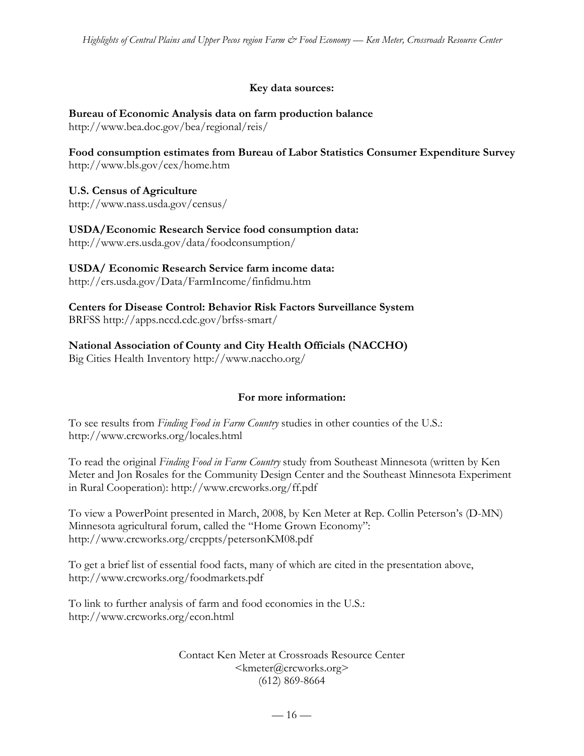## Key data sources:

**Bureau of Economic Analysis data on farm production balance**
http://www.bea.doc.gov/bea/regional/reis/

**Food consumption estimates from Bureau of Labor Statistics Consumer Expenditure Survey**
http://www.bls.gov/cex/home.htm

**U.S. Census of Agriculture**
http://www.nass.usda.gov/census/

**USDA/Economic Research Service food consumption data:**
http://www.ers.usda.gov/data/foodconsumption/

**USDA/ Economic Research Service farm income data:**
http://ers.usda.gov/Data/FarmIncome/finfidmu.htm

**Centers for Disease Control: Behavior Risk Factors Surveillance System**
BRFSS http://apps.nccd.cdc.gov/brfss-smart/

**National Association of County and City Health Officials (NACCHO)**
Big Cities Health Inventory http://www.naccho.org/

## For more information:

To see results from *Finding Food in Farm Country* studies in other counties of the U.S.:
http://www.crcworks.org/locales.html

To read the original *Finding Food in Farm Country* study from Southeast Minnesota (written by Ken Meter and Jon Rosales for the Community Design Center and the Southeast Minnesota Experiment in Rural Cooperation): http://www.crcworks.org/ff.pdf

To view a PowerPoint presented in March, 2008, by Ken Meter at Rep. Collin Peterson's (D-MN) Minnesota agricultural forum, called the "Home Grown Economy":
http://www.crcworks.org/crcppts/petersonKM08.pdf

To get a brief list of essential food facts, many of which are cited in the presentation above,
http://www.crcworks.org/foodmarkets.pdf

To link to further analysis of farm and food economies in the U.S.:
http://www.crcworks.org/econ.html

Contact Ken Meter at Crossroads Resource Center
<kmeter@crcworks.org>
(612) 869-8664